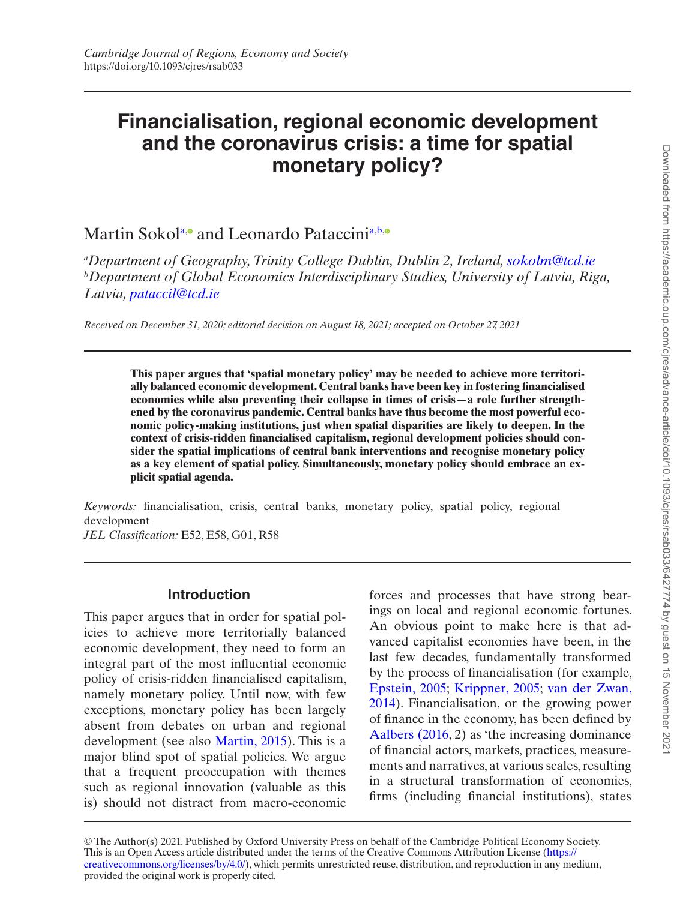*Cambridge Journal of Regions, Economy and Society*
https://doi.org/10.1093/cjres/rsab033

# Financialisation, regional economic development and the coronavirus crisis: a time for spatial monetary policy?

Martin Sokol[a] and Leonardo Pataccini[a,b]

[a]*Department of Geography, Trinity College Dublin, Dublin 2, Ireland, sokolm@tcd.ie*
[b]*Department of Global Economics Interdisciplinary Studies, University of Latvia, Riga, Latvia, pataccil@tcd.ie*

*Received on December 31, 2020; editorial decision on August 18, 2021; accepted on October 27, 2021*

**This paper argues that 'spatial monetary policy' may be needed to achieve more territorially balanced economic development. Central banks have been key in fostering financialised economies while also preventing their collapse in times of crisis—a role further strengthened by the coronavirus pandemic. Central banks have thus become the most powerful economic policy-making institutions, just when spatial disparities are likely to deepen. In the context of crisis-ridden financialised capitalism, regional development policies should consider the spatial implications of central bank interventions and recognise monetary policy as a key element of spatial policy. Simultaneously, monetary policy should embrace an explicit spatial agenda.**

*Keywords:* financialisation, crisis, central banks, monetary policy, spatial policy, regional development
*JEL Classification:* E52, E58, G01, R58

## Introduction

This paper argues that in order for spatial policies to achieve more territorially balanced economic development, they need to form an integral part of the most influential economic policy of crisis-ridden financialised capitalism, namely monetary policy. Until now, with few exceptions, monetary policy has been largely absent from debates on urban and regional development (see also Martin, 2015). This is a major blind spot of spatial policies. We argue that a frequent preoccupation with themes such as regional innovation (valuable as this is) should not distract from macro-economic forces and processes that have strong bearings on local and regional economic fortunes. An obvious point to make here is that advanced capitalist economies have been, in the last few decades, fundamentally transformed by the process of financialisation (for example, Epstein, 2005; Krippner, 2005; van der Zwan, 2014). Financialisation, or the growing power of finance in the economy, has been defined by Aalbers (2016, 2) as 'the increasing dominance of financial actors, markets, practices, measurements and narratives, at various scales, resulting in a structural transformation of economies, firms (including financial institutions), states

© The Author(s) 2021. Published by Oxford University Press on behalf of the Cambridge Political Economy Society. This is an Open Access article distributed under the terms of the Creative Commons Attribution License (https://creativecommons.org/licenses/by/4.0/), which permits unrestricted reuse, distribution, and reproduction in any medium, provided the original work is properly cited.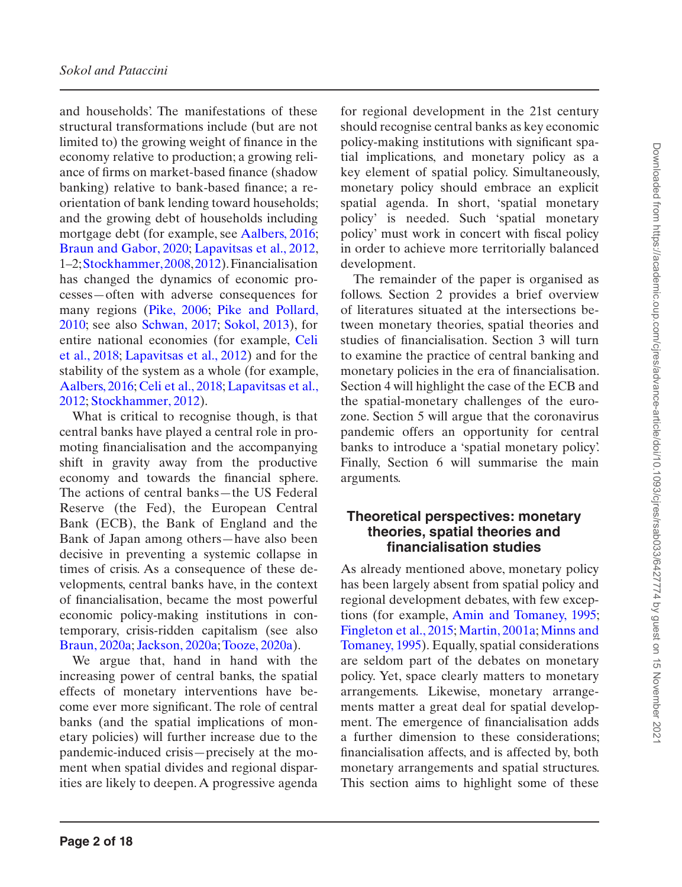and households'. The manifestations of these structural transformations include (but are not limited to) the growing weight of finance in the economy relative to production; a growing reliance of firms on market-based finance (shadow banking) relative to bank-based finance; a re-orientation of bank lending toward households; and the growing debt of households including mortgage debt (for example, see Aalbers, 2016; Braun and Gabor, 2020; Lapavitsas et al., 2012, 1–2; Stockhammer, 2008, 2012). Financialisation has changed the dynamics of economic processes—often with adverse consequences for many regions (Pike, 2006; Pike and Pollard, 2010; see also Schwan, 2017; Sokol, 2013), for entire national economies (for example, Celi et al., 2018; Lapavitsas et al., 2012) and for the stability of the system as a whole (for example, Aalbers, 2016; Celi et al., 2018; Lapavitsas et al., 2012; Stockhammer, 2012).

What is critical to recognise though, is that central banks have played a central role in promoting financialisation and the accompanying shift in gravity away from the productive economy and towards the financial sphere. The actions of central banks—the US Federal Reserve (the Fed), the European Central Bank (ECB), the Bank of England and the Bank of Japan among others—have also been decisive in preventing a systemic collapse in times of crisis. As a consequence of these developments, central banks have, in the context of financialisation, became the most powerful economic policy-making institutions in contemporary, crisis-ridden capitalism (see also Braun, 2020a; Jackson, 2020a; Tooze, 2020a).

We argue that, hand in hand with the increasing power of central banks, the spatial effects of monetary interventions have become ever more significant. The role of central banks (and the spatial implications of monetary policies) will further increase due to the pandemic-induced crisis—precisely at the moment when spatial divides and regional disparities are likely to deepen. A progressive agenda for regional development in the 21st century should recognise central banks as key economic policy-making institutions with significant spatial implications, and monetary policy as a key element of spatial policy. Simultaneously, monetary policy should embrace an explicit spatial agenda. In short, 'spatial monetary policy' is needed. Such 'spatial monetary policy' must work in concert with fiscal policy in order to achieve more territorially balanced development.

The remainder of the paper is organised as follows. Section 2 provides a brief overview of literatures situated at the intersections between monetary theories, spatial theories and studies of financialisation. Section 3 will turn to examine the practice of central banking and monetary policies in the era of financialisation. Section 4 will highlight the case of the ECB and the spatial-monetary challenges of the eurozone. Section 5 will argue that the coronavirus pandemic offers an opportunity for central banks to introduce a 'spatial monetary policy'. Finally, Section 6 will summarise the main arguments.

## Theoretical perspectives: monetary theories, spatial theories and financialisation studies

As already mentioned above, monetary policy has been largely absent from spatial policy and regional development debates, with few exceptions (for example, Amin and Tomaney, 1995; Fingleton et al., 2015; Martin, 2001a; Minns and Tomaney, 1995). Equally, spatial considerations are seldom part of the debates on monetary policy. Yet, space clearly matters to monetary arrangements. Likewise, monetary arrangements matter a great deal for spatial development. The emergence of financialisation adds a further dimension to these considerations; financialisation affects, and is affected by, both monetary arrangements and spatial structures. This section aims to highlight some of these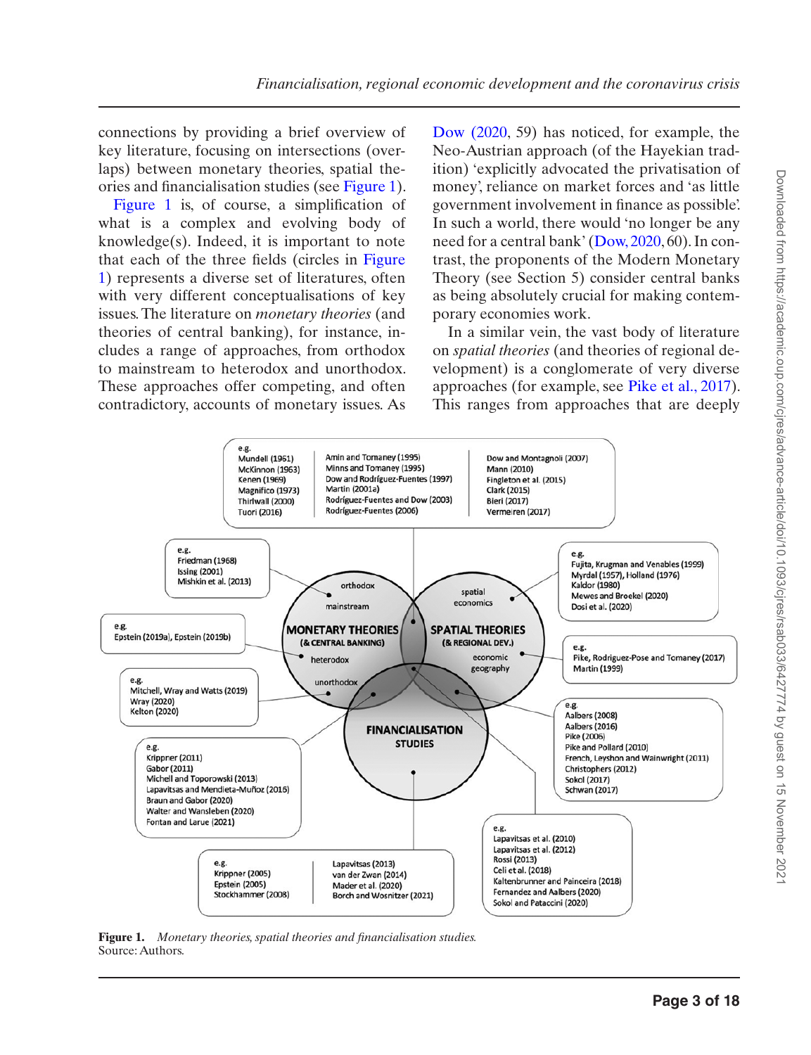connections by providing a brief overview of key literature, focusing on intersections (overlaps) between monetary theories, spatial theories and financialisation studies (see Figure 1).

Figure 1 is, of course, a simplification of what is a complex and evolving body of knowledge(s). Indeed, it is important to note that each of the three fields (circles in Figure 1) represents a diverse set of literatures, often with very different conceptualisations of key issues. The literature on *monetary theories* (and theories of central banking), for instance, includes a range of approaches, from orthodox to mainstream to heterodox and unorthodox. These approaches offer competing, and often contradictory, accounts of monetary issues. As Dow (2020, 59) has noticed, for example, the Neo-Austrian approach (of the Hayekian tradition) 'explicitly advocated the privatisation of money', reliance on market forces and 'as little government involvement in finance as possible'. In such a world, there would 'no longer be any need for a central bank' (Dow, 2020, 60). In contrast, the proponents of the Modern Monetary Theory (see Section 5) consider central banks as being absolutely crucial for making contemporary economies work.

In a similar vein, the vast body of literature on *spatial theories* (and theories of regional development) is a conglomerate of very diverse approaches (for example, see Pike et al., 2017). This ranges from approaches that are deeply

**Figure 1.** *Monetary theories, spatial theories and financialisation studies.*
Source: Authors.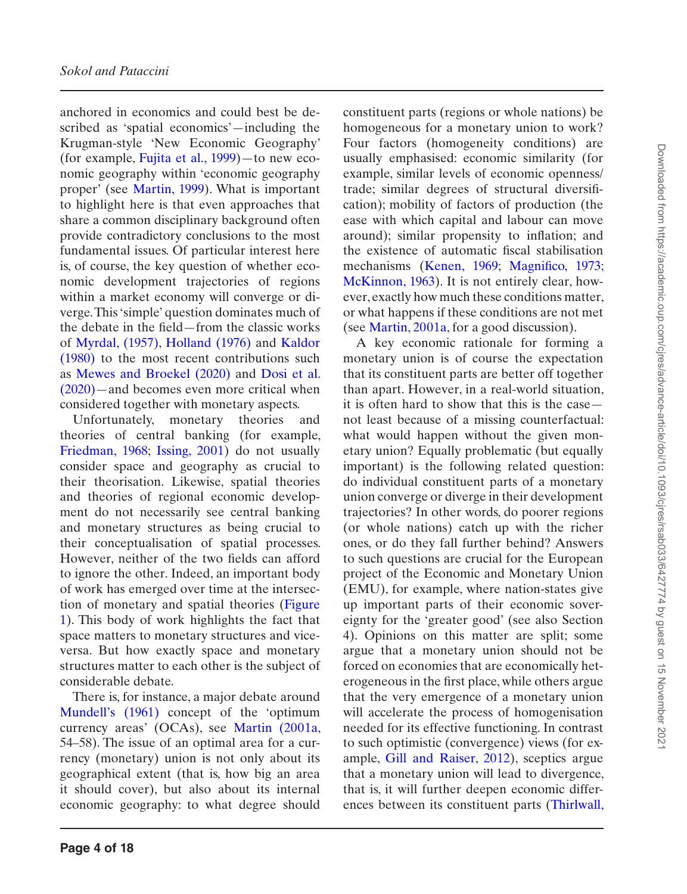anchored in economics and could best be described as 'spatial economics'—including the Krugman-style 'New Economic Geography' (for example, Fujita et al., 1999)—to new economic geography within 'economic geography proper' (see Martin, 1999). What is important to highlight here is that even approaches that share a common disciplinary background often provide contradictory conclusions to the most fundamental issues. Of particular interest here is, of course, the key question of whether economic development trajectories of regions within a market economy will converge or diverge. This 'simple' question dominates much of the debate in the field—from the classic works of Myrdal, (1957), Holland (1976) and Kaldor (1980) to the most recent contributions such as Mewes and Broekel (2020) and Dosi et al. (2020)—and becomes even more critical when considered together with monetary aspects.

Unfortunately, monetary theories and theories of central banking (for example, Friedman, 1968; Issing, 2001) do not usually consider space and geography as crucial to their theorisation. Likewise, spatial theories and theories of regional economic development do not necessarily see central banking and monetary structures as being crucial to their conceptualisation of spatial processes. However, neither of the two fields can afford to ignore the other. Indeed, an important body of work has emerged over time at the intersection of monetary and spatial theories (Figure 1). This body of work highlights the fact that space matters to monetary structures and vice-versa. But how exactly space and monetary structures matter to each other is the subject of considerable debate.

There is, for instance, a major debate around Mundell's (1961) concept of the 'optimum currency areas' (OCAs), see Martin (2001a, 54–58). The issue of an optimal area for a currency (monetary) union is not only about its geographical extent (that is, how big an area it should cover), but also about its internal economic geography: to what degree should constituent parts (regions or whole nations) be homogeneous for a monetary union to work? Four factors (homogeneity conditions) are usually emphasised: economic similarity (for example, similar levels of economic openness/trade; similar degrees of structural diversification); mobility of factors of production (the ease with which capital and labour can move around); similar propensity to inflation; and the existence of automatic fiscal stabilisation mechanisms (Kenen, 1969; Magnifico, 1973; McKinnon, 1963). It is not entirely clear, however, exactly how much these conditions matter, or what happens if these conditions are not met (see Martin, 2001a, for a good discussion).

A key economic rationale for forming a monetary union is of course the expectation that its constituent parts are better off together than apart. However, in a real-world situation, it is often hard to show that this is the case—not least because of a missing counterfactual: what would happen without the given monetary union? Equally problematic (but equally important) is the following related question: do individual constituent parts of a monetary union converge or diverge in their development trajectories? In other words, do poorer regions (or whole nations) catch up with the richer ones, or do they fall further behind? Answers to such questions are crucial for the European project of the Economic and Monetary Union (EMU), for example, where nation-states give up important parts of their economic sovereignty for the 'greater good' (see also Section 4). Opinions on this matter are split; some argue that a monetary union should not be forced on economies that are economically heterogeneous in the first place, while others argue that the very emergence of a monetary union will accelerate the process of homogenisation needed for its effective functioning. In contrast to such optimistic (convergence) views (for example, Gill and Raiser, 2012), sceptics argue that a monetary union will lead to divergence, that is, it will further deepen economic differences between its constituent parts (Thirlwall,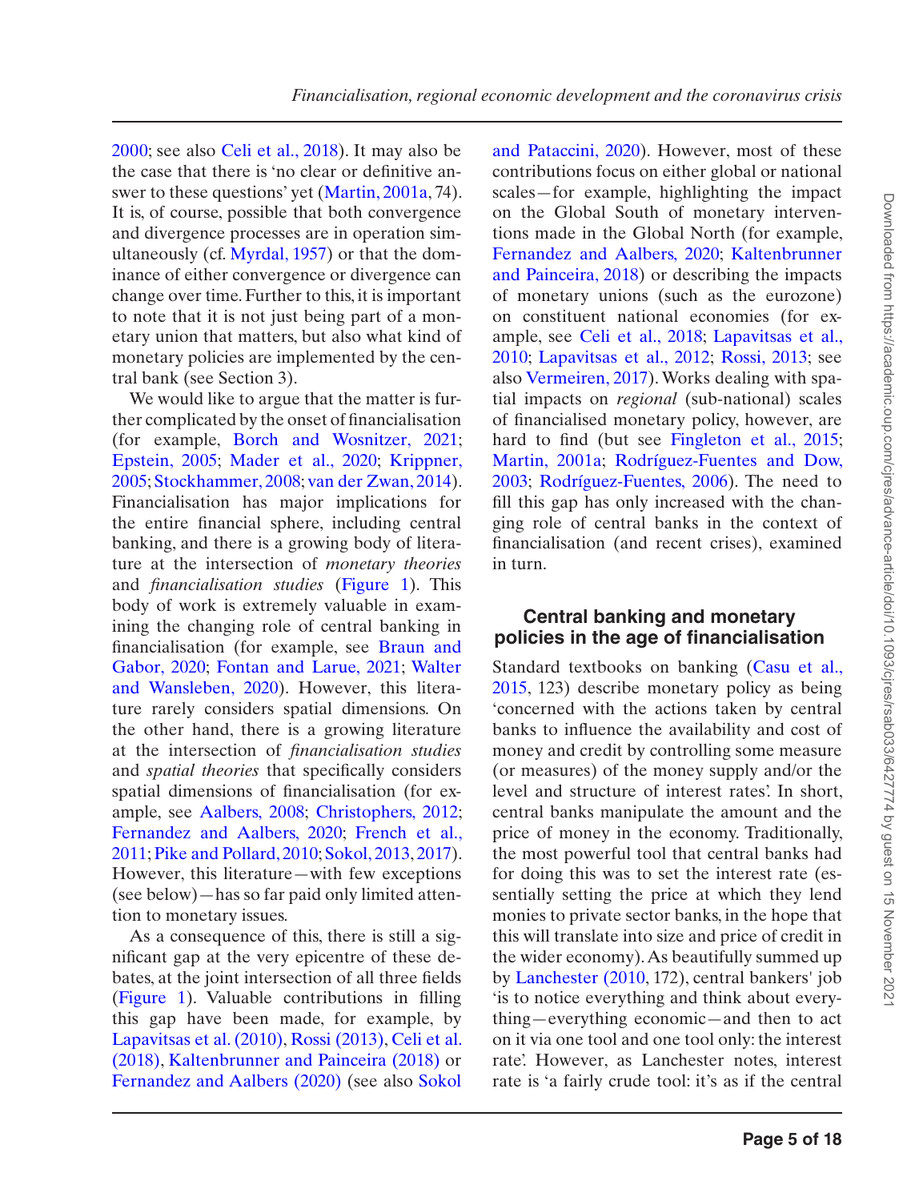2000; see also Celi et al., 2018). It may also be the case that there is 'no clear or definitive answer to these questions' yet (Martin, 2001a, 74). It is, of course, possible that both convergence and divergence processes are in operation simultaneously (cf. Myrdal, 1957) or that the dominance of either convergence or divergence can change over time. Further to this, it is important to note that it is not just being part of a monetary union that matters, but also what kind of monetary policies are implemented by the central bank (see Section 3).

We would like to argue that the matter is further complicated by the onset of financialisation (for example, Borch and Wosnitzer, 2021; Epstein, 2005; Mader et al., 2020; Krippner, 2005; Stockhammer, 2008; van der Zwan, 2014). Financialisation has major implications for the entire financial sphere, including central banking, and there is a growing body of literature at the intersection of *monetary theories* and *financialisation studies* (Figure 1). This body of work is extremely valuable in examining the changing role of central banking in financialisation (for example, see Braun and Gabor, 2020; Fontan and Larue, 2021; Walter and Wansleben, 2020). However, this literature rarely considers spatial dimensions. On the other hand, there is a growing literature at the intersection of *financialisation studies* and *spatial theories* that specifically considers spatial dimensions of financialisation (for example, see Aalbers, 2008; Christophers, 2012; Fernandez and Aalbers, 2020; French et al., 2011; Pike and Pollard, 2010; Sokol, 2013, 2017). However, this literature—with few exceptions (see below)—has so far paid only limited attention to monetary issues.

As a consequence of this, there is still a significant gap at the very epicentre of these debates, at the joint intersection of all three fields (Figure 1). Valuable contributions in filling this gap have been made, for example, by Lapavitsas et al. (2010), Rossi (2013), Celi et al. (2018), Kaltenbrunner and Painceira (2018) or Fernandez and Aalbers (2020) (see also Sokol and Pataccini, 2020). However, most of these contributions focus on either global or national scales—for example, highlighting the impact on the Global South of monetary interventions made in the Global North (for example, Fernandez and Aalbers, 2020; Kaltenbrunner and Painceira, 2018) or describing the impacts of monetary unions (such as the eurozone) on constituent national economies (for example, see Celi et al., 2018; Lapavitsas et al., 2010; Lapavitsas et al., 2012; Rossi, 2013; see also Vermeiren, 2017). Works dealing with spatial impacts on *regional* (sub-national) scales of financialised monetary policy, however, are hard to find (but see Fingleton et al., 2015; Martin, 2001a; Rodríguez-Fuentes and Dow, 2003; Rodríguez-Fuentes, 2006). The need to fill this gap has only increased with the changing role of central banks in the context of financialisation (and recent crises), examined in turn.

## Central banking and monetary policies in the age of financialisation

Standard textbooks on banking (Casu et al., 2015, 123) describe monetary policy as being 'concerned with the actions taken by central banks to influence the availability and cost of money and credit by controlling some measure (or measures) of the money supply and/or the level and structure of interest rates'. In short, central banks manipulate the amount and the price of money in the economy. Traditionally, the most powerful tool that central banks had for doing this was to set the interest rate (essentially setting the price at which they lend monies to private sector banks, in the hope that this will translate into size and price of credit in the wider economy). As beautifully summed up by Lanchester (2010, 172), central bankers' job 'is to notice everything and think about everything—everything economic—and then to act on it via one tool and one tool only: the interest rate'. However, as Lanchester notes, interest rate is 'a fairly crude tool: it's as if the central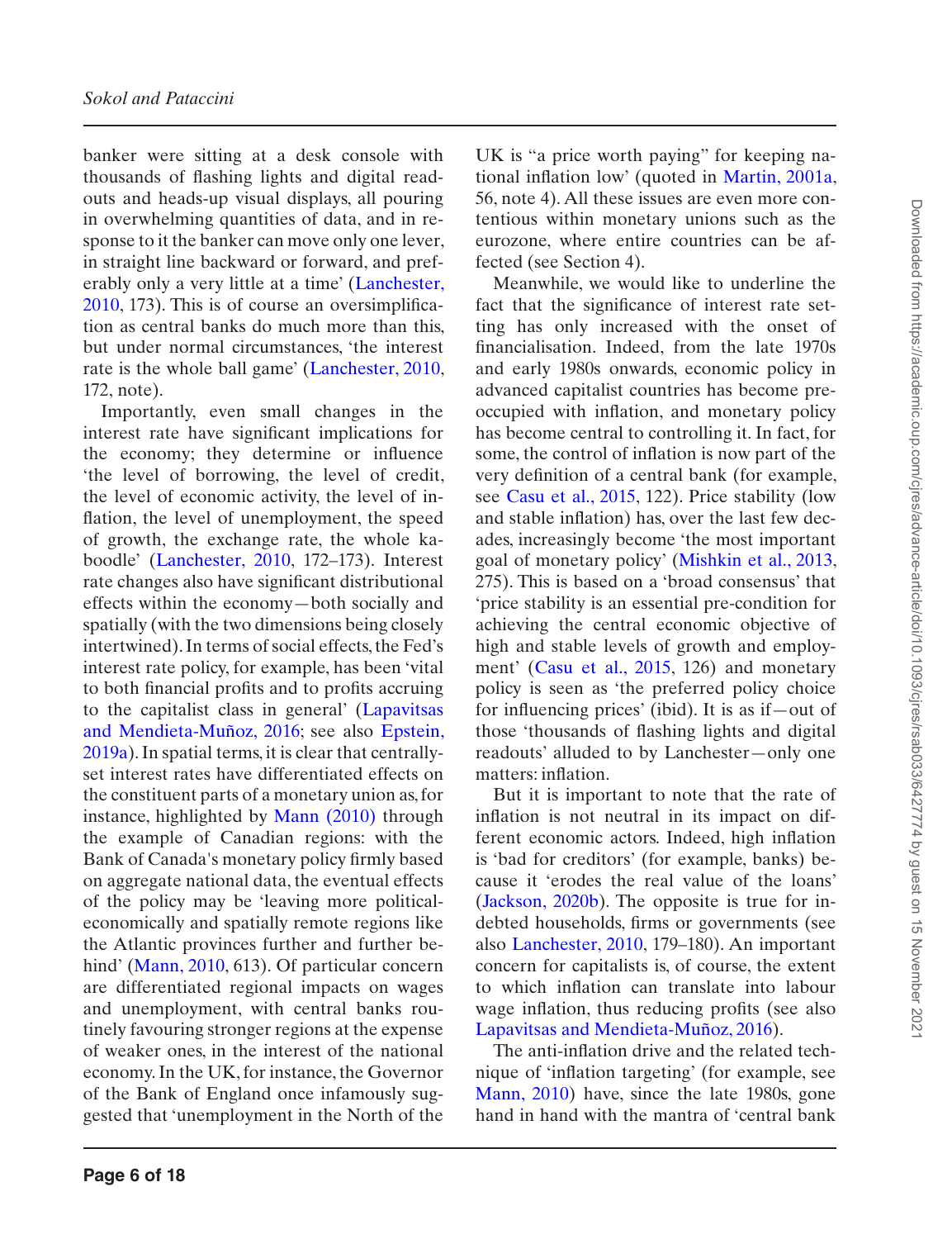banker were sitting at a desk console with thousands of flashing lights and digital readouts and heads-up visual displays, all pouring in overwhelming quantities of data, and in response to it the banker can move only one lever, in straight line backward or forward, and preferably only a very little at a time' (Lanchester, 2010, 173). This is of course an oversimplification as central banks do much more than this, but under normal circumstances, 'the interest rate is the whole ball game' (Lanchester, 2010, 172, note).

Importantly, even small changes in the interest rate have significant implications for the economy; they determine or influence 'the level of borrowing, the level of credit, the level of economic activity, the level of inflation, the level of unemployment, the speed of growth, the exchange rate, the whole kaboodle' (Lanchester, 2010, 172–173). Interest rate changes also have significant distributional effects within the economy—both socially and spatially (with the two dimensions being closely intertwined). In terms of social effects, the Fed's interest rate policy, for example, has been 'vital to both financial profits and to profits accruing to the capitalist class in general' (Lapavitsas and Mendieta-Muñoz, 2016; see also Epstein, 2019a). In spatial terms, it is clear that centrally-set interest rates have differentiated effects on the constituent parts of a monetary union as, for instance, highlighted by Mann (2010) through the example of Canadian regions: with the Bank of Canada's monetary policy firmly based on aggregate national data, the eventual effects of the policy may be 'leaving more political-economically and spatially remote regions like the Atlantic provinces further and further behind' (Mann, 2010, 613). Of particular concern are differentiated regional impacts on wages and unemployment, with central banks routinely favouring stronger regions at the expense of weaker ones, in the interest of the national economy. In the UK, for instance, the Governor of the Bank of England once infamously suggested that 'unemployment in the North of the UK is "a price worth paying" for keeping national inflation low' (quoted in Martin, 2001a, 56, note 4). All these issues are even more contentious within monetary unions such as the eurozone, where entire countries can be affected (see Section 4).

Meanwhile, we would like to underline the fact that the significance of interest rate setting has only increased with the onset of financialisation. Indeed, from the late 1970s and early 1980s onwards, economic policy in advanced capitalist countries has become preoccupied with inflation, and monetary policy has become central to controlling it. In fact, for some, the control of inflation is now part of the very definition of a central bank (for example, see Casu et al., 2015, 122). Price stability (low and stable inflation) has, over the last few decades, increasingly become 'the most important goal of monetary policy' (Mishkin et al., 2013, 275). This is based on a 'broad consensus' that 'price stability is an essential pre-condition for achieving the central economic objective of high and stable levels of growth and employment' (Casu et al., 2015, 126) and monetary policy is seen as 'the preferred policy choice for influencing prices' (ibid). It is as if—out of those 'thousands of flashing lights and digital readouts' alluded to by Lanchester—only one matters: inflation.

But it is important to note that the rate of inflation is not neutral in its impact on different economic actors. Indeed, high inflation is 'bad for creditors' (for example, banks) because it 'erodes the real value of the loans' (Jackson, 2020b). The opposite is true for indebted households, firms or governments (see also Lanchester, 2010, 179–180). An important concern for capitalists is, of course, the extent to which inflation can translate into labour wage inflation, thus reducing profits (see also Lapavitsas and Mendieta-Muñoz, 2016).

The anti-inflation drive and the related technique of 'inflation targeting' (for example, see Mann, 2010) have, since the late 1980s, gone hand in hand with the mantra of 'central bank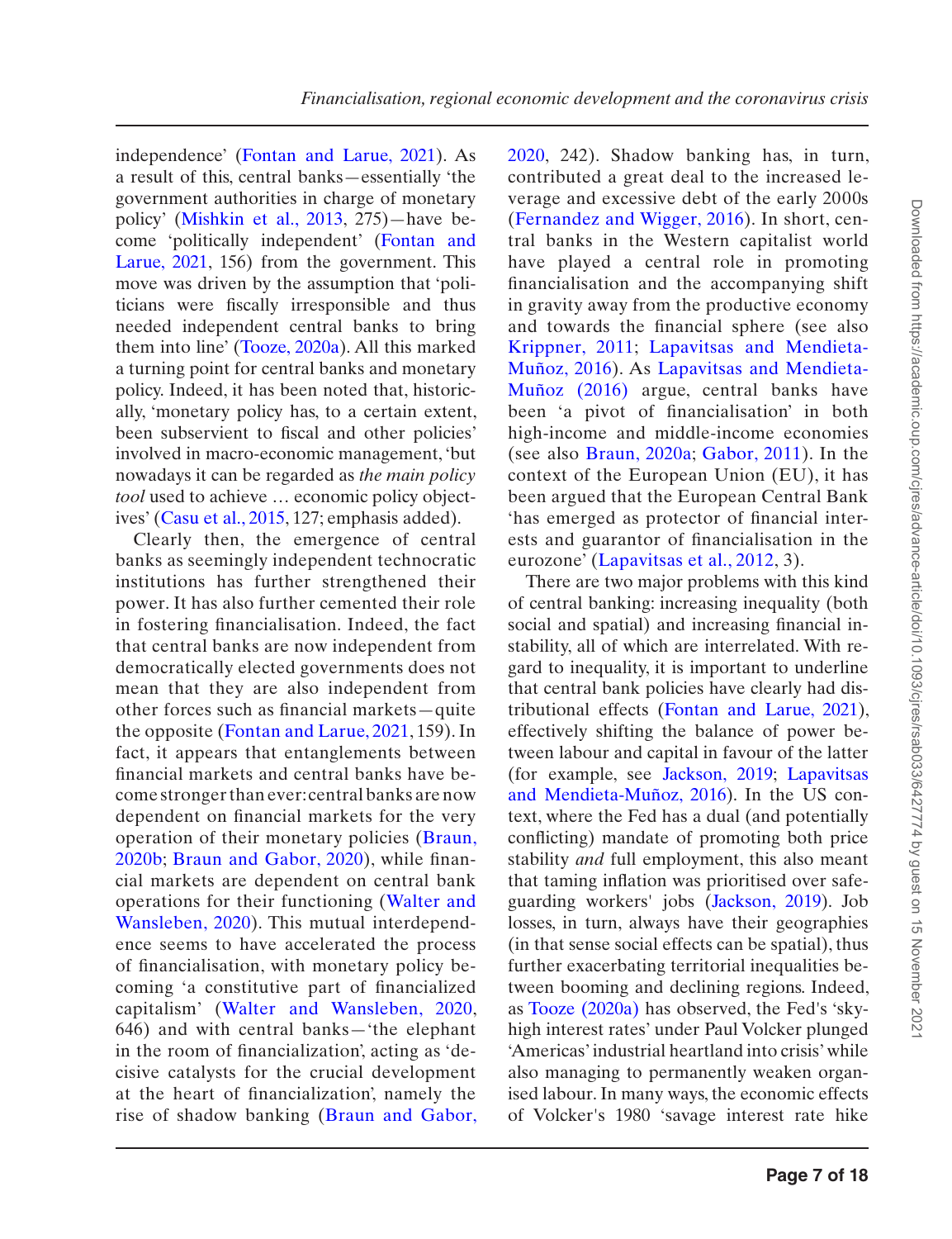independence' (Fontan and Larue, 2021). As a result of this, central banks—essentially 'the government authorities in charge of monetary policy' (Mishkin et al., 2013, 275)—have become 'politically independent' (Fontan and Larue, 2021, 156) from the government. This move was driven by the assumption that 'politicians were fiscally irresponsible and thus needed independent central banks to bring them into line' (Tooze, 2020a). All this marked a turning point for central banks and monetary policy. Indeed, it has been noted that, historically, 'monetary policy has, to a certain extent, been subservient to fiscal and other policies' involved in macro-economic management, 'but nowadays it can be regarded as *the main policy tool* used to achieve … economic policy objectives' (Casu et al., 2015, 127; emphasis added).

Clearly then, the emergence of central banks as seemingly independent technocratic institutions has further strengthened their power. It has also further cemented their role in fostering financialisation. Indeed, the fact that central banks are now independent from democratically elected governments does not mean that they are also independent from other forces such as financial markets—quite the opposite (Fontan and Larue, 2021, 159). In fact, it appears that entanglements between financial markets and central banks have become stronger than ever: central banks are now dependent on financial markets for the very operation of their monetary policies (Braun, 2020b; Braun and Gabor, 2020), while financial markets are dependent on central bank operations for their functioning (Walter and Wansleben, 2020). This mutual interdependence seems to have accelerated the process of financialisation, with monetary policy becoming 'a constitutive part of financialized capitalism' (Walter and Wansleben, 2020, 646) and with central banks—'the elephant in the room of financialization', acting as 'decisive catalysts for the crucial development at the heart of financialization', namely the rise of shadow banking (Braun and Gabor, 2020, 242). Shadow banking has, in turn, contributed a great deal to the increased leverage and excessive debt of the early 2000s (Fernandez and Wigger, 2016). In short, central banks in the Western capitalist world have played a central role in promoting financialisation and the accompanying shift in gravity away from the productive economy and towards the financial sphere (see also Krippner, 2011; Lapavitsas and Mendieta-Muñoz, 2016). As Lapavitsas and Mendieta-Muñoz (2016) argue, central banks have been 'a pivot of financialisation' in both high-income and middle-income economies (see also Braun, 2020a; Gabor, 2011). In the context of the European Union (EU), it has been argued that the European Central Bank 'has emerged as protector of financial interests and guarantor of financialisation in the eurozone' (Lapavitsas et al., 2012, 3).

There are two major problems with this kind of central banking: increasing inequality (both social and spatial) and increasing financial instability, all of which are interrelated. With regard to inequality, it is important to underline that central bank policies have clearly had distributional effects (Fontan and Larue, 2021), effectively shifting the balance of power between labour and capital in favour of the latter (for example, see Jackson, 2019; Lapavitsas and Mendieta-Muñoz, 2016). In the US context, where the Fed has a dual (and potentially conflicting) mandate of promoting both price stability *and* full employment, this also meant that taming inflation was prioritised over safeguarding workers' jobs (Jackson, 2019). Job losses, in turn, always have their geographies (in that sense social effects can be spatial), thus further exacerbating territorial inequalities between booming and declining regions. Indeed, as Tooze (2020a) has observed, the Fed's 'sky-high interest rates' under Paul Volcker plunged 'Americas' industrial heartland into crisis' while also managing to permanently weaken organised labour. In many ways, the economic effects of Volcker's 1980 'savage interest rate hike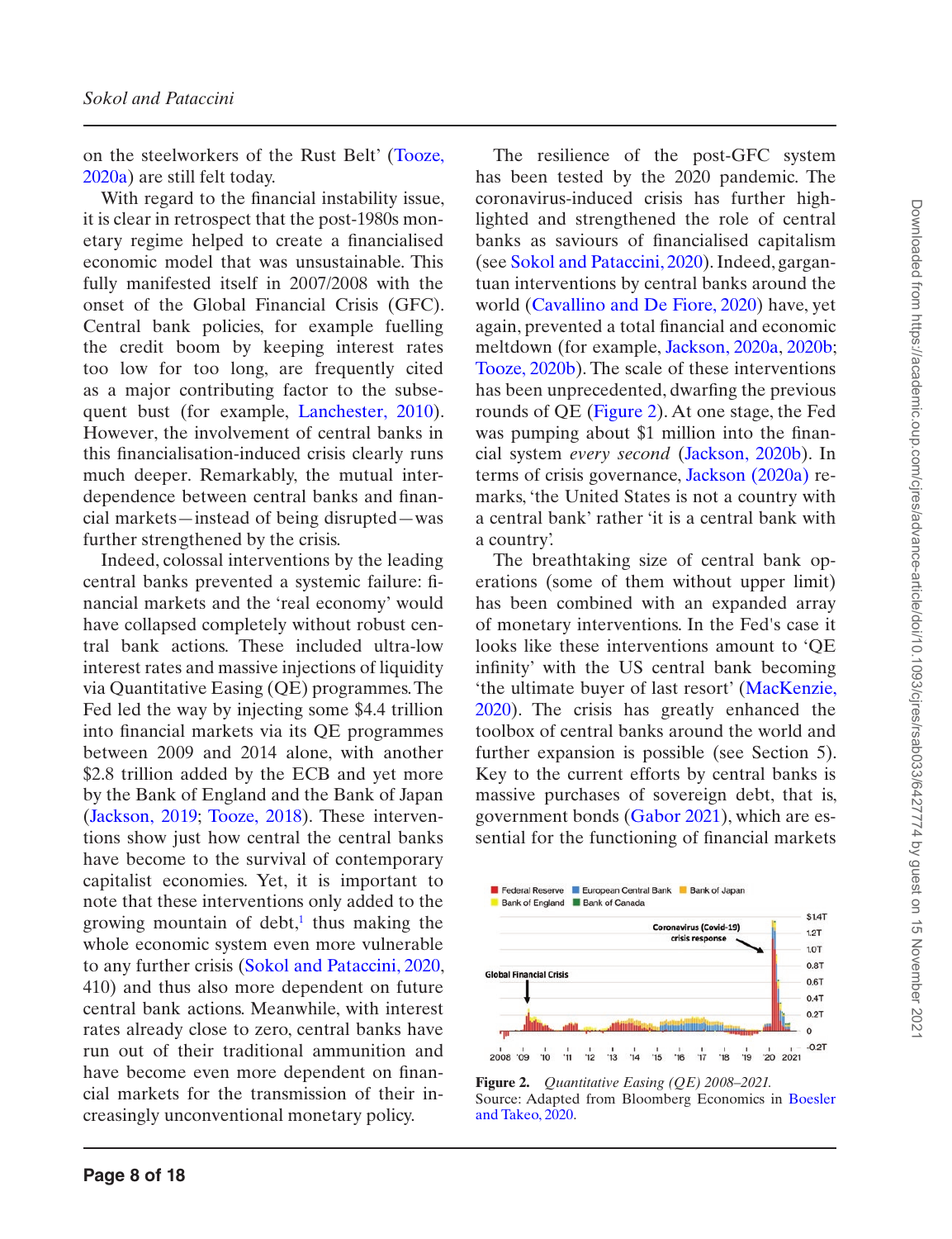on the steelworkers of the Rust Belt' (Tooze, 2020a) are still felt today.

With regard to the financial instability issue, it is clear in retrospect that the post-1980s monetary regime helped to create a financialised economic model that was unsustainable. This fully manifested itself in 2007/2008 with the onset of the Global Financial Crisis (GFC). Central bank policies, for example fuelling the credit boom by keeping interest rates too low for too long, are frequently cited as a major contributing factor to the subsequent bust (for example, Lanchester, 2010). However, the involvement of central banks in this financialisation-induced crisis clearly runs much deeper. Remarkably, the mutual interdependence between central banks and financial markets—instead of being disrupted—was further strengthened by the crisis.

Indeed, colossal interventions by the leading central banks prevented a systemic failure: financial markets and the 'real economy' would have collapsed completely without robust central bank actions. These included ultra-low interest rates and massive injections of liquidity via Quantitative Easing (QE) programmes. The Fed led the way by injecting some \$4.4 trillion into financial markets via its QE programmes between 2009 and 2014 alone, with another \$2.8 trillion added by the ECB and yet more by the Bank of England and the Bank of Japan (Jackson, 2019; Tooze, 2018). These interventions show just how central the central banks have become to the survival of contemporary capitalist economies. Yet, it is important to note that these interventions only added to the growing mountain of debt,[1] thus making the whole economic system even more vulnerable to any further crisis (Sokol and Pataccini, 2020, 410) and thus also more dependent on future central bank actions. Meanwhile, with interest rates already close to zero, central banks have run out of their traditional ammunition and have become even more dependent on financial markets for the transmission of their increasingly unconventional monetary policy.

The resilience of the post-GFC system has been tested by the 2020 pandemic. The coronavirus-induced crisis has further highlighted and strengthened the role of central banks as saviours of financialised capitalism (see Sokol and Pataccini, 2020). Indeed, gargantuan interventions by central banks around the world (Cavallino and De Fiore, 2020) have, yet again, prevented a total financial and economic meltdown (for example, Jackson, 2020a, 2020b; Tooze, 2020b). The scale of these interventions has been unprecedented, dwarfing the previous rounds of QE (Figure 2). At one stage, the Fed was pumping about \$1 million into the financial system *every second* (Jackson, 2020b). In terms of crisis governance, Jackson (2020a) remarks, 'the United States is not a country with a central bank' rather 'it is a central bank with a country'.

The breathtaking size of central bank operations (some of them without upper limit) has been combined with an expanded array of monetary interventions. In the Fed's case it looks like these interventions amount to 'QE infinity' with the US central bank becoming 'the ultimate buyer of last resort' (MacKenzie, 2020). The crisis has greatly enhanced the toolbox of central banks around the world and further expansion is possible (see Section 5). Key to the current efforts by central banks is massive purchases of sovereign debt, that is, government bonds (Gabor 2021), which are essential for the functioning of financial markets

**Figure 2.** *Quantitative Easing (QE) 2008–2021.*
Source: Adapted from Bloomberg Economics in Boesler and Takeo, 2020.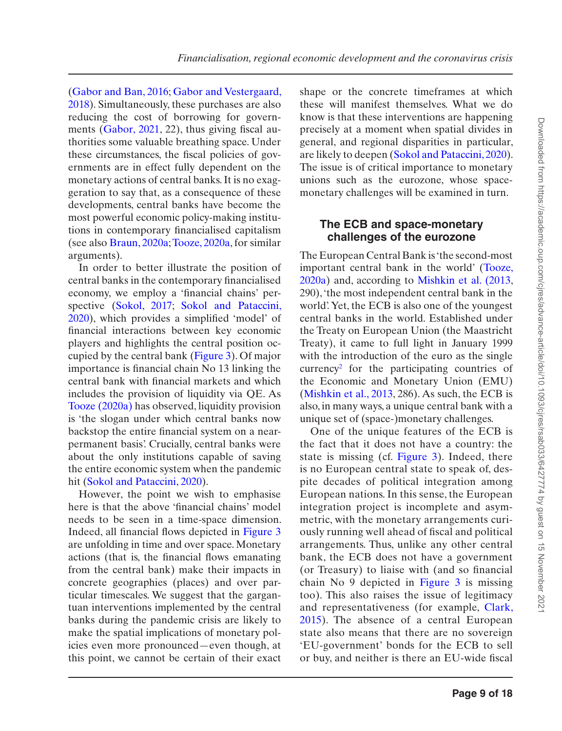(Gabor and Ban, 2016; Gabor and Vestergaard, 2018). Simultaneously, these purchases are also reducing the cost of borrowing for governments (Gabor, 2021, 22), thus giving fiscal authorities some valuable breathing space. Under these circumstances, the fiscal policies of governments are in effect fully dependent on the monetary actions of central banks. It is no exaggeration to say that, as a consequence of these developments, central banks have become the most powerful economic policy-making institutions in contemporary financialised capitalism (see also Braun, 2020a; Tooze, 2020a, for similar arguments).

In order to better illustrate the position of central banks in the contemporary financialised economy, we employ a 'financial chains' perspective (Sokol, 2017; Sokol and Pataccini, 2020), which provides a simplified 'model' of financial interactions between key economic players and highlights the central position occupied by the central bank (Figure 3). Of major importance is financial chain No 13 linking the central bank with financial markets and which includes the provision of liquidity via QE. As Tooze (2020a) has observed, liquidity provision is 'the slogan under which central banks now backstop the entire financial system on a near-permanent basis'. Crucially, central banks were about the only institutions capable of saving the entire economic system when the pandemic hit (Sokol and Pataccini, 2020).

However, the point we wish to emphasise here is that the above 'financial chains' model needs to be seen in a time-space dimension. Indeed, all financial flows depicted in Figure 3 are unfolding in time and over space. Monetary actions (that is, the financial flows emanating from the central bank) make their impacts in concrete geographies (places) and over particular timescales. We suggest that the gargantuan interventions implemented by the central banks during the pandemic crisis are likely to make the spatial implications of monetary policies even more pronounced—even though, at this point, we cannot be certain of their exact shape or the concrete timeframes at which these will manifest themselves. What we do know is that these interventions are happening precisely at a moment when spatial divides in general, and regional disparities in particular, are likely to deepen (Sokol and Pataccini, 2020). The issue is of critical importance to monetary unions such as the eurozone, whose space-monetary challenges will be examined in turn.

## The ECB and space-monetary challenges of the eurozone

The European Central Bank is 'the second-most important central bank in the world' (Tooze, 2020a) and, according to Mishkin et al. (2013, 290), 'the most independent central bank in the world'. Yet, the ECB is also one of the youngest central banks in the world. Established under the Treaty on European Union (the Maastricht Treaty), it came to full light in January 1999 with the introduction of the euro as the single currency[2] for the participating countries of the Economic and Monetary Union (EMU) (Mishkin et al., 2013, 286). As such, the ECB is also, in many ways, a unique central bank with a unique set of (space-)monetary challenges.

One of the unique features of the ECB is the fact that it does not have a country: the state is missing (cf. Figure 3). Indeed, there is no European central state to speak of, despite decades of political integration among European nations. In this sense, the European integration project is incomplete and asymmetric, with the monetary arrangements curiously running well ahead of fiscal and political arrangements. Thus, unlike any other central bank, the ECB does not have a government (or Treasury) to liaise with (and so financial chain No 9 depicted in Figure 3 is missing too). This also raises the issue of legitimacy and representativeness (for example, Clark, 2015). The absence of a central European state also means that there are no sovereign 'EU-government' bonds for the ECB to sell or buy, and neither is there an EU-wide fiscal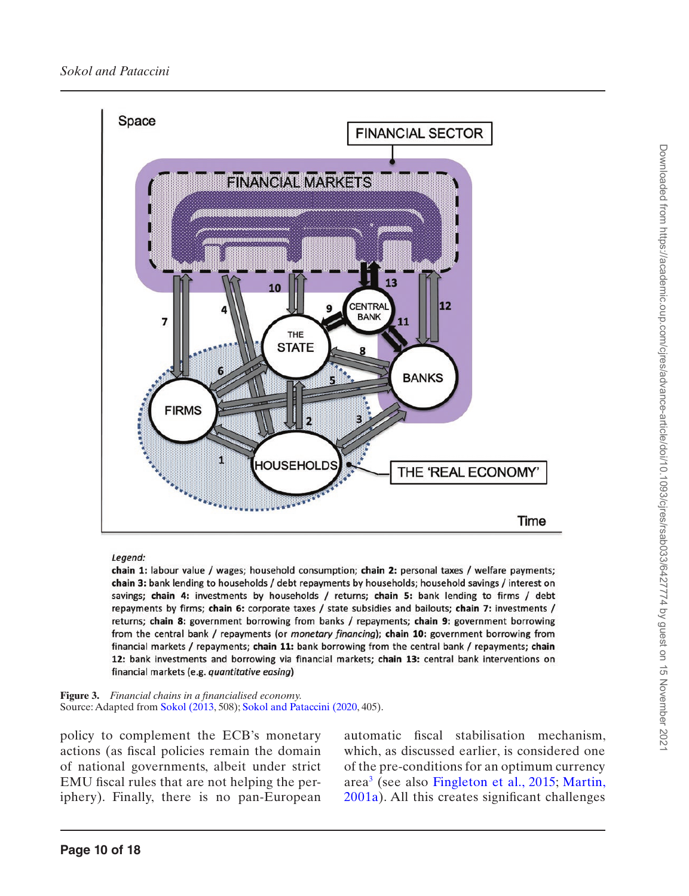Legend:

**chain 1:** labour value / wages; household consumption; **chain 2:** personal taxes / welfare payments; **chain 3:** bank lending to households / debt repayments by households; household savings / interest on savings; **chain 4:** investments by households / returns; **chain 5:** bank lending to firms / debt repayments by firms; **chain 6:** corporate taxes / state subsidies and bailouts; **chain 7:** investments / returns; **chain 8:** government borrowing from banks / repayments; **chain 9:** government borrowing from the central bank / repayments (or *monetary financing*); **chain 10:** government borrowing from financial markets / repayments; **chain 11:** bank borrowing from the central bank / repayments; **chain 12:** bank investments and borrowing via financial markets; **chain 13:** central bank interventions on financial markets (e.g. *quantitative easing*)

**Figure 3.** *Financial chains in a financialised economy.*
Source: Adapted from Sokol (2013, 508); Sokol and Pataccini (2020, 405).

policy to complement the ECB's monetary actions (as fiscal policies remain the domain of national governments, albeit under strict EMU fiscal rules that are not helping the periphery). Finally, there is no pan-European automatic fiscal stabilisation mechanism, which, as discussed earlier, is considered one of the pre-conditions for an optimum currency area[3] (see also Fingleton et al., 2015; Martin, 2001a). All this creates significant challenges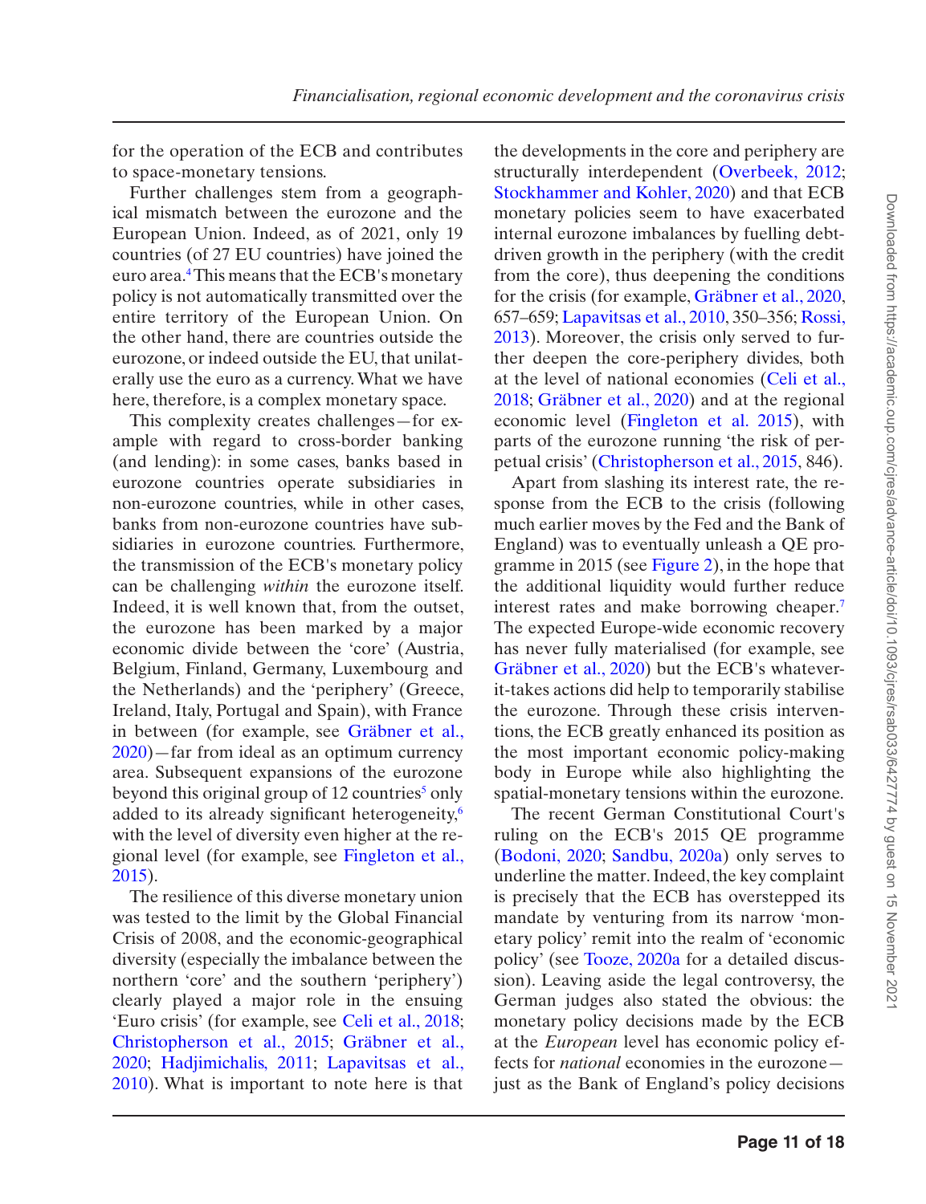for the operation of the ECB and contributes to space-monetary tensions.

Further challenges stem from a geographical mismatch between the eurozone and the European Union. Indeed, as of 2021, only 19 countries (of 27 EU countries) have joined the euro area.[4] This means that the ECB's monetary policy is not automatically transmitted over the entire territory of the European Union. On the other hand, there are countries outside the eurozone, or indeed outside the EU, that unilaterally use the euro as a currency. What we have here, therefore, is a complex monetary space.

This complexity creates challenges—for example with regard to cross-border banking (and lending): in some cases, banks based in eurozone countries operate subsidiaries in non-eurozone countries, while in other cases, banks from non-eurozone countries have subsidiaries in eurozone countries. Furthermore, the transmission of the ECB's monetary policy can be challenging *within* the eurozone itself. Indeed, it is well known that, from the outset, the eurozone has been marked by a major economic divide between the 'core' (Austria, Belgium, Finland, Germany, Luxembourg and the Netherlands) and the 'periphery' (Greece, Ireland, Italy, Portugal and Spain), with France in between (for example, see Gräbner et al., 2020)—far from ideal as an optimum currency area. Subsequent expansions of the eurozone beyond this original group of 12 countries[5] only added to its already significant heterogeneity,[6] with the level of diversity even higher at the regional level (for example, see Fingleton et al., 2015).

The resilience of this diverse monetary union was tested to the limit by the Global Financial Crisis of 2008, and the economic-geographical diversity (especially the imbalance between the northern 'core' and the southern 'periphery') clearly played a major role in the ensuing 'Euro crisis' (for example, see Celi et al., 2018; Christopherson et al., 2015; Gräbner et al., 2020; Hadjimichalis, 2011; Lapavitsas et al., 2010). What is important to note here is that the developments in the core and periphery are structurally interdependent (Overbeek, 2012; Stockhammer and Kohler, 2020) and that ECB monetary policies seem to have exacerbated internal eurozone imbalances by fuelling debt-driven growth in the periphery (with the credit from the core), thus deepening the conditions for the crisis (for example, Gräbner et al., 2020, 657–659; Lapavitsas et al., 2010, 350–356; Rossi, 2013). Moreover, the crisis only served to further deepen the core-periphery divides, both at the level of national economies (Celi et al., 2018; Gräbner et al., 2020) and at the regional economic level (Fingleton et al. 2015), with parts of the eurozone running 'the risk of perpetual crisis' (Christopherson et al., 2015, 846).

Apart from slashing its interest rate, the response from the ECB to the crisis (following much earlier moves by the Fed and the Bank of England) was to eventually unleash a QE programme in 2015 (see Figure 2), in the hope that the additional liquidity would further reduce interest rates and make borrowing cheaper.[7] The expected Europe-wide economic recovery has never fully materialised (for example, see Gräbner et al., 2020) but the ECB's whatever-it-takes actions did help to temporarily stabilise the eurozone. Through these crisis interventions, the ECB greatly enhanced its position as the most important economic policy-making body in Europe while also highlighting the spatial-monetary tensions within the eurozone.

The recent German Constitutional Court's ruling on the ECB's 2015 QE programme (Bodoni, 2020; Sandbu, 2020a) only serves to underline the matter. Indeed, the key complaint is precisely that the ECB has overstepped its mandate by venturing from its narrow 'monetary policy' remit into the realm of 'economic policy' (see Tooze, 2020a for a detailed discussion). Leaving aside the legal controversy, the German judges also stated the obvious: the monetary policy decisions made by the ECB at the *European* level has economic policy effects for *national* economies in the eurozone—just as the Bank of England's policy decisions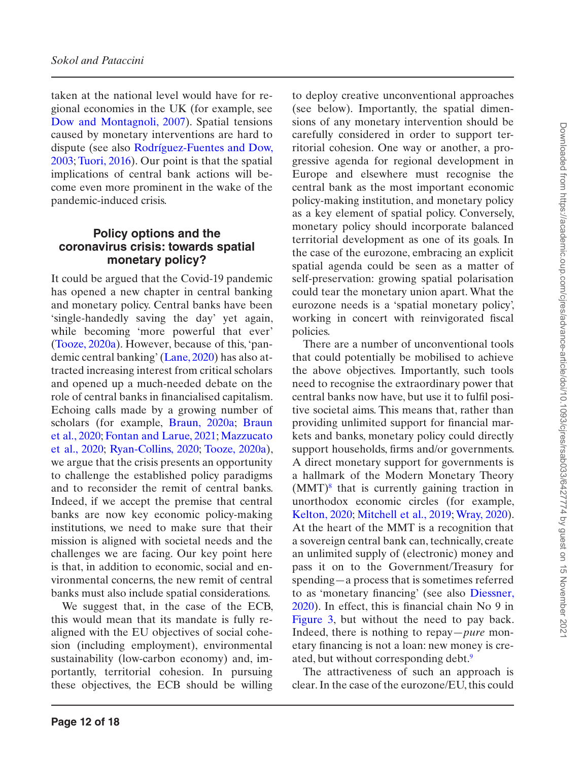taken at the national level would have for regional economies in the UK (for example, see Dow and Montagnoli, 2007). Spatial tensions caused by monetary interventions are hard to dispute (see also Rodríguez-Fuentes and Dow, 2003; Tuori, 2016). Our point is that the spatial implications of central bank actions will become even more prominent in the wake of the pandemic-induced crisis.

## Policy options and the coronavirus crisis: towards spatial monetary policy?

It could be argued that the Covid-19 pandemic has opened a new chapter in central banking and monetary policy. Central banks have been 'single-handedly saving the day' yet again, while becoming 'more powerful that ever' (Tooze, 2020a). However, because of this, 'pandemic central banking' (Lane, 2020) has also attracted increasing interest from critical scholars and opened up a much-needed debate on the role of central banks in financialised capitalism. Echoing calls made by a growing number of scholars (for example, Braun, 2020a; Braun et al., 2020; Fontan and Larue, 2021; Mazzucato et al., 2020; Ryan-Collins, 2020; Tooze, 2020a), we argue that the crisis presents an opportunity to challenge the established policy paradigms and to reconsider the remit of central banks. Indeed, if we accept the premise that central banks are now key economic policy-making institutions, we need to make sure that their mission is aligned with societal needs and the challenges we are facing. Our key point here is that, in addition to economic, social and environmental concerns, the new remit of central banks must also include spatial considerations.

We suggest that, in the case of the ECB, this would mean that its mandate is fully realigned with the EU objectives of social cohesion (including employment), environmental sustainability (low-carbon economy) and, importantly, territorial cohesion. In pursuing these objectives, the ECB should be willing to deploy creative unconventional approaches (see below). Importantly, the spatial dimensions of any monetary intervention should be carefully considered in order to support territorial cohesion. One way or another, a progressive agenda for regional development in Europe and elsewhere must recognise the central bank as the most important economic policy-making institution, and monetary policy as a key element of spatial policy. Conversely, monetary policy should incorporate balanced territorial development as one of its goals. In the case of the eurozone, embracing an explicit spatial agenda could be seen as a matter of self-preservation: growing spatial polarisation could tear the monetary union apart. What the eurozone needs is a 'spatial monetary policy', working in concert with reinvigorated fiscal policies.

There are a number of unconventional tools that could potentially be mobilised to achieve the above objectives. Importantly, such tools need to recognise the extraordinary power that central banks now have, but use it to fulfil positive societal aims. This means that, rather than providing unlimited support for financial markets and banks, monetary policy could directly support households, firms and/or governments. A direct monetary support for governments is a hallmark of the Modern Monetary Theory (MMT)[8] that is currently gaining traction in unorthodox economic circles (for example, Kelton, 2020; Mitchell et al., 2019; Wray, 2020). At the heart of the MMT is a recognition that a sovereign central bank can, technically, create an unlimited supply of (electronic) money and pass it on to the Government/Treasury for spending—a process that is sometimes referred to as 'monetary financing' (see also Diessner, 2020). In effect, this is financial chain No 9 in Figure 3, but without the need to pay back. Indeed, there is nothing to repay—*pure* monetary financing is not a loan: new money is created, but without corresponding debt.[9]

The attractiveness of such an approach is clear. In the case of the eurozone/EU, this could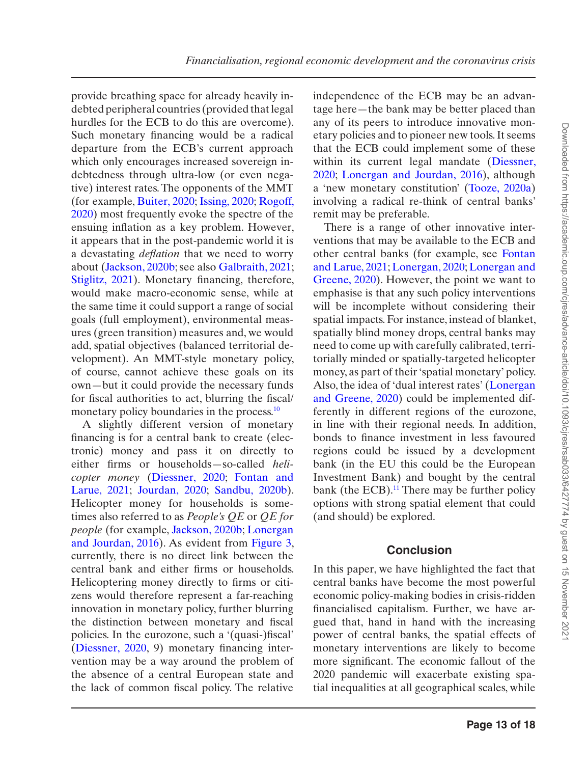provide breathing space for already heavily indebted peripheral countries (provided that legal hurdles for the ECB to do this are overcome). Such monetary financing would be a radical departure from the ECB's current approach which only encourages increased sovereign indebtedness through ultra-low (or even negative) interest rates. The opponents of the MMT (for example, Buiter, 2020; Issing, 2020; Rogoff, 2020) most frequently evoke the spectre of the ensuing inflation as a key problem. However, it appears that in the post-pandemic world it is a devastating *deflation* that we need to worry about (Jackson, 2020b; see also Galbraith, 2021; Stiglitz, 2021). Monetary financing, therefore, would make macro-economic sense, while at the same time it could support a range of social goals (full employment), environmental measures (green transition) measures and, we would add, spatial objectives (balanced territorial development). An MMT-style monetary policy, of course, cannot achieve these goals on its own—but it could provide the necessary funds for fiscal authorities to act, blurring the fiscal/monetary policy boundaries in the process.[10]

A slightly different version of monetary financing is for a central bank to create (electronic) money and pass it on directly to either firms or households—so-called *helicopter money* (Diessner, 2020; Fontan and Larue, 2021; Jourdan, 2020; Sandbu, 2020b). Helicopter money for households is sometimes also referred to as *People's QE* or *QE for people* (for example, Jackson, 2020b; Lonergan and Jourdan, 2016). As evident from Figure 3, currently, there is no direct link between the central bank and either firms or households. Helicoptering money directly to firms or citizens would therefore represent a far-reaching innovation in monetary policy, further blurring the distinction between monetary and fiscal policies. In the eurozone, such a '(quasi-)fiscal' (Diessner, 2020, 9) monetary financing intervention may be a way around the problem of the absence of a central European state and the lack of common fiscal policy. The relative independence of the ECB may be an advantage here—the bank may be better placed than any of its peers to introduce innovative monetary policies and to pioneer new tools. It seems that the ECB could implement some of these within its current legal mandate (Diessner, 2020; Lonergan and Jourdan, 2016), although a 'new monetary constitution' (Tooze, 2020a) involving a radical re-think of central banks' remit may be preferable.

There is a range of other innovative interventions that may be available to the ECB and other central banks (for example, see Fontan and Larue, 2021; Lonergan, 2020; Lonergan and Greene, 2020). However, the point we want to emphasise is that any such policy interventions will be incomplete without considering their spatial impacts. For instance, instead of blanket, spatially blind money drops, central banks may need to come up with carefully calibrated, territorially minded or spatially-targeted helicopter money, as part of their 'spatial monetary' policy. Also, the idea of 'dual interest rates' (Lonergan and Greene, 2020) could be implemented differently in different regions of the eurozone, in line with their regional needs. In addition, bonds to finance investment in less favoured regions could be issued by a development bank (in the EU this could be the European Investment Bank) and bought by the central bank (the ECB).[11] There may be further policy options with strong spatial element that could (and should) be explored.

## Conclusion

In this paper, we have highlighted the fact that central banks have become the most powerful economic policy-making bodies in crisis-ridden financialised capitalism. Further, we have argued that, hand in hand with the increasing power of central banks, the spatial effects of monetary interventions are likely to become more significant. The economic fallout of the 2020 pandemic will exacerbate existing spatial inequalities at all geographical scales, while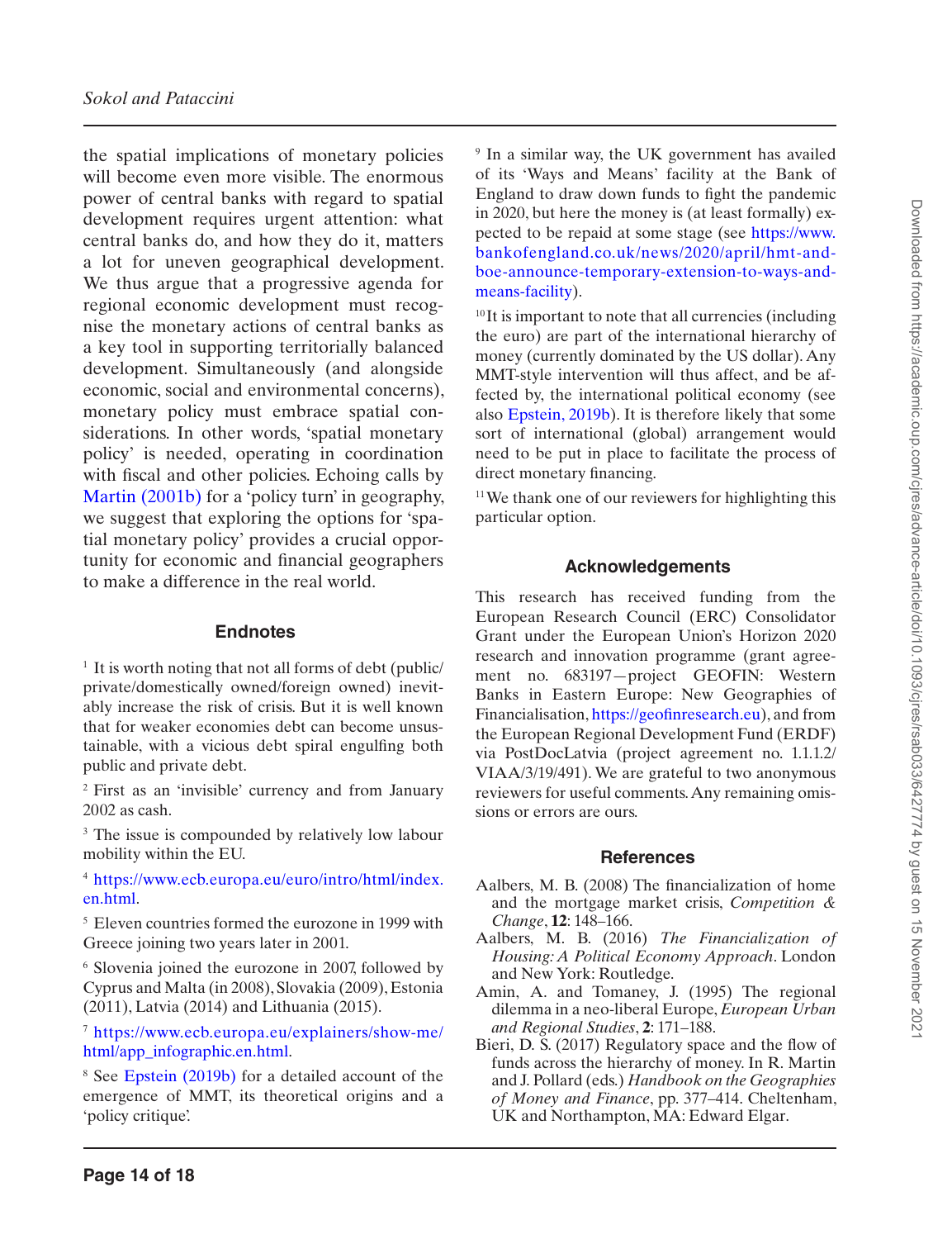the spatial implications of monetary policies will become even more visible. The enormous power of central banks with regard to spatial development requires urgent attention: what central banks do, and how they do it, matters a lot for uneven geographical development. We thus argue that a progressive agenda for regional economic development must recognise the monetary actions of central banks as a key tool in supporting territorially balanced development. Simultaneously (and alongside economic, social and environmental concerns), monetary policy must embrace spatial considerations. In other words, 'spatial monetary policy' is needed, operating in coordination with fiscal and other policies. Echoing calls by Martin (2001b) for a 'policy turn' in geography, we suggest that exploring the options for 'spatial monetary policy' provides a crucial opportunity for economic and financial geographers to make a difference in the real world.

## Endnotes

[1] It is worth noting that not all forms of debt (public/private/domestically owned/foreign owned) inevitably increase the risk of crisis. But it is well known that for weaker economies debt can become unsustainable, with a vicious debt spiral engulfing both public and private debt.

[2] First as an 'invisible' currency and from January 2002 as cash.

[3] The issue is compounded by relatively low labour mobility within the EU.

[4] https://www.ecb.europa.eu/euro/intro/html/index.en.html.

[5] Eleven countries formed the eurozone in 1999 with Greece joining two years later in 2001.

[6] Slovenia joined the eurozone in 2007, followed by Cyprus and Malta (in 2008), Slovakia (2009), Estonia (2011), Latvia (2014) and Lithuania (2015).

[7] https://www.ecb.europa.eu/explainers/show-me/html/app_infographic.en.html.

[8] See Epstein (2019b) for a detailed account of the emergence of MMT, its theoretical origins and a 'policy critique'.

[9] In a similar way, the UK government has availed of its 'Ways and Means' facility at the Bank of England to draw down funds to fight the pandemic in 2020, but here the money is (at least formally) expected to be repaid at some stage (see https://www.bankofengland.co.uk/news/2020/april/hmt-and-boe-announce-temporary-extension-to-ways-and-means-facility).

[10] It is important to note that all currencies (including the euro) are part of the international hierarchy of money (currently dominated by the US dollar). Any MMT-style intervention will thus affect, and be affected by, the international political economy (see also Epstein, 2019b). It is therefore likely that some sort of international (global) arrangement would need to be put in place to facilitate the process of direct monetary financing.

[11] We thank one of our reviewers for highlighting this particular option.

## Acknowledgements

This research has received funding from the European Research Council (ERC) Consolidator Grant under the European Union's Horizon 2020 research and innovation programme (grant agreement no. 683197—project GEOFIN: Western Banks in Eastern Europe: New Geographies of Financialisation, https://geofinresearch.eu), and from the European Regional Development Fund (ERDF) via PostDocLatvia (project agreement no. 1.1.1.2/VIAA/3/19/491). We are grateful to two anonymous reviewers for useful comments. Any remaining omissions or errors are ours.

## References

Aalbers, M. B. (2008) The financialization of home and the mortgage market crisis, *Competition & Change*, **12**: 148–166.

Aalbers, M. B. (2016) *The Financialization of Housing: A Political Economy Approach*. London and New York: Routledge.

Amin, A. and Tomaney, J. (1995) The regional dilemma in a neo-liberal Europe, *European Urban and Regional Studies*, **2**: 171–188.

Bieri, D. S. (2017) Regulatory space and the flow of funds across the hierarchy of money. In R. Martin and J. Pollard (eds.) *Handbook on the Geographies of Money and Finance*, pp. 377–414. Cheltenham, UK and Northampton, MA: Edward Elgar.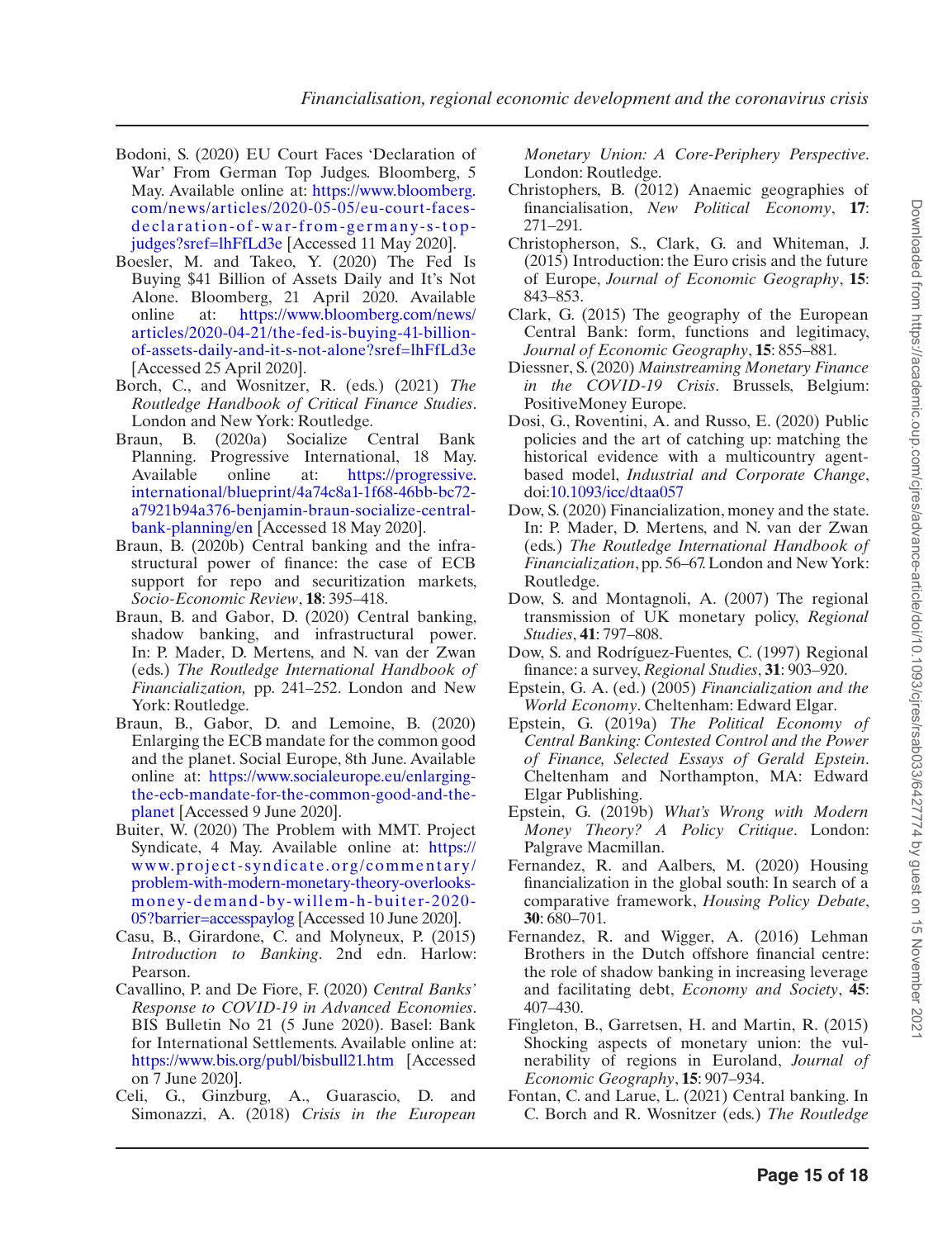Bodoni, S. (2020) EU Court Faces 'Declaration of War' From German Top Judges. Bloomberg, 5 May. Available online at: https://www.bloomberg.com/news/articles/2020-05-05/eu-court-faces-declaration-of-war-from-germany-s-top-judges?sref=lhFfLd3e [Accessed 11 May 2020].

Boesler, M. and Takeo, Y. (2020) The Fed Is Buying $41 Billion of Assets Daily and It's Not Alone. Bloomberg, 21 April 2020. Available online at: https://www.bloomberg.com/news/articles/2020-04-21/the-fed-is-buying-41-billion-of-assets-daily-and-it-s-not-alone?sref=lhFfLd3e [Accessed 25 April 2020].

Borch, C., and Wosnitzer, R. (eds.) (2021) *The Routledge Handbook of Critical Finance Studies*. London and New York: Routledge.

Braun, B. (2020a) Socialize Central Bank Planning. Progressive International, 18 May. Available online at: https://progressive.international/blueprint/4a74c8a1-1f68-46bb-bc72-a7921b94a376-benjamin-braun-socialize-central-bank-planning/en [Accessed 18 May 2020].

Braun, B. (2020b) Central banking and the infrastructural power of finance: the case of ECB support for repo and securitization markets, *Socio-Economic Review*, **18**: 395–418.

Braun, B. and Gabor, D. (2020) Central banking, shadow banking, and infrastructural power. In: P. Mader, D. Mertens, and N. van der Zwan (eds.) *The Routledge International Handbook of Financialization,* pp. 241–252. London and New York: Routledge.

Braun, B., Gabor, D. and Lemoine, B. (2020) Enlarging the ECB mandate for the common good and the planet. Social Europe, 8th June. Available online at: https://www.socialeurope.eu/enlarging-the-ecb-mandate-for-the-common-good-and-the-planet [Accessed 9 June 2020].

Buiter, W. (2020) The Problem with MMT. Project Syndicate, 4 May. Available online at: https://www.project-syndicate.org/commentary/problem-with-modern-monetary-theory-overlooks-money-demand-by-willem-h-buiter-2020-05?barrier=accesspaylog [Accessed 10 June 2020].

Casu, B., Girardone, C. and Molyneux, P. (2015) *Introduction to Banking*. 2nd edn. Harlow: Pearson.

Cavallino, P. and De Fiore, F. (2020) *Central Banks' Response to COVID-19 in Advanced Economies*. BIS Bulletin No 21 (5 June 2020). Basel: Bank for International Settlements. Available online at: https://www.bis.org/publ/bisbull21.htm [Accessed on 7 June 2020].

Celi, G., Ginzburg, A., Guarascio, D. and Simonazzi, A. (2018) *Crisis in the European Monetary Union: A Core-Periphery Perspective*. London: Routledge.

Christophers, B. (2012) Anaemic geographies of financialisation, *New Political Economy*, **17**: 271–291.

Christopherson, S., Clark, G. and Whiteman, J. (2015) Introduction: the Euro crisis and the future of Europe, *Journal of Economic Geography*, **15**: 843–853.

Clark, G. (2015) The geography of the European Central Bank: form, functions and legitimacy, *Journal of Economic Geography*, **15**: 855–881.

Diessner, S. (2020) *Mainstreaming Monetary Finance in the COVID-19 Crisis*. Brussels, Belgium: PositiveMoney Europe.

Dosi, G., Roventini, A. and Russo, E. (2020) Public policies and the art of catching up: matching the historical evidence with a multicountry agent-based model, *Industrial and Corporate Change*, doi:10.1093/icc/dtaa057

Dow, S. (2020) Financialization, money and the state. In: P. Mader, D. Mertens, and N. van der Zwan (eds.) *The Routledge International Handbook of Financialization*, pp. 56–67. London and New York: Routledge.

Dow, S. and Montagnoli, A. (2007) The regional transmission of UK monetary policy, *Regional Studies*, **41**: 797–808.

Dow, S. and Rodríguez-Fuentes, C. (1997) Regional finance: a survey, *Regional Studies*, **31**: 903–920.

Epstein, G. A. (ed.) (2005) *Financialization and the World Economy*. Cheltenham: Edward Elgar.

Epstein, G. (2019a) *The Political Economy of Central Banking: Contested Control and the Power of Finance, Selected Essays of Gerald Epstein*. Cheltenham and Northampton, MA: Edward Elgar Publishing.

Epstein, G. (2019b) *What's Wrong with Modern Money Theory? A Policy Critique*. London: Palgrave Macmillan.

Fernandez, R. and Aalbers, M. (2020) Housing financialization in the global south: In search of a comparative framework, *Housing Policy Debate*, **30**: 680–701.

Fernandez, R. and Wigger, A. (2016) Lehman Brothers in the Dutch offshore financial centre: the role of shadow banking in increasing leverage and facilitating debt, *Economy and Society*, **45**: 407–430.

Fingleton, B., Garretsen, H. and Martin, R. (2015) Shocking aspects of monetary union: the vulnerability of regions in Euroland, *Journal of Economic Geography*, **15**: 907–934.

Fontan, C. and Larue, L. (2021) Central banking. In C. Borch and R. Wosnitzer (eds.) *The Routledge*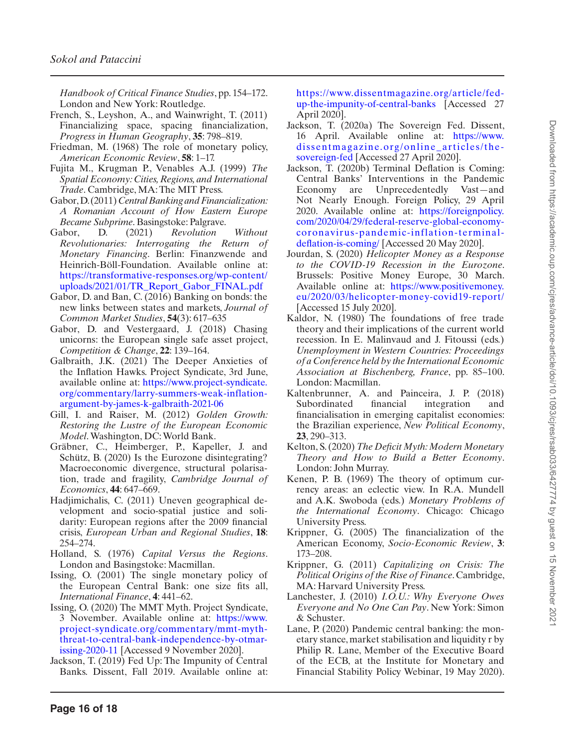*Handbook of Critical Finance Studies*, pp. 154–172. London and New York: Routledge.

French, S., Leyshon, A., and Wainwright, T. (2011) Financializing space, spacing financialization, *Progress in Human Geography*, **35**: 798–819.

Friedman, M. (1968) The role of monetary policy, *American Economic Review*, **58**: 1–17.

Fujita M., Krugman P., Venables A.J. (1999) *The Spatial Economy: Cities, Regions, and International Trade*. Cambridge, MA: The MIT Press.

Gabor, D. (2011) *Central Banking and Financialization: A Romanian Account of How Eastern Europe Became Subprime*. Basingstoke: Palgrave.

Gabor, D. (2021) *Revolution Without Revolutionaries: Interrogating the Return of Monetary Financing*. Berlin: Finanzwende and Heinrich-Böll-Foundation. Available online at: https://transformative-responses.org/wp-content/uploads/2021/01/TR_Report_Gabor_FINAL.pdf

Gabor, D. and Ban, C. (2016) Banking on bonds: the new links between states and markets, *Journal of Common Market Studies*, **54**(3): 617–635

Gabor, D. and Vestergaard, J. (2018) Chasing unicorns: the European single safe asset project, *Competition & Change*, **22**: 139–164.

Galbraith, J.K. (2021) The Deeper Anxieties of the Inflation Hawks. Project Syndicate, 3rd June, available online at: https://www.project-syndicate.org/commentary/larry-summers-weak-inflation-argument-by-james-k-galbraith-2021-06

Gill, I. and Raiser, M. (2012) *Golden Growth: Restoring the Lustre of the European Economic Model*. Washington, DC: World Bank.

Gräbner, C., Heimberger, P., Kapeller, J. and Schütz, B. (2020) Is the Eurozone disintegrating? Macroeconomic divergence, structural polarisation, trade and fragility, *Cambridge Journal of Economics*, **44**: 647–669.

Hadjimichalis, C. (2011) Uneven geographical development and socio-spatial justice and solidarity: European regions after the 2009 financial crisis, *European Urban and Regional Studies*, **18**: 254–274.

Holland, S. (1976) *Capital Versus the Regions*. London and Basingstoke: Macmillan.

Issing, O. (2001) The single monetary policy of the European Central Bank: one size fits all, *International Finance*, **4**: 441–62.

Issing, O. (2020) The MMT Myth. Project Syndicate, 3 November. Available online at: https://www.project-syndicate.org/commentary/mmt-myth-threat-to-central-bank-independence-by-otmar-issing-2020-11 [Accessed 9 November 2020].

Jackson, T. (2019) Fed Up: The Impunity of Central Banks. Dissent, Fall 2019. Available online at: https://www.dissentmagazine.org/article/fed-up-the-impunity-of-central-banks [Accessed 27 April 2020].

Jackson, T. (2020a) The Sovereign Fed. Dissent, 16 April. Available online at: https://www.dissentmagazine.org/online_articles/the-sovereign-fed [Accessed 27 April 2020].

Jackson, T. (2020b) Terminal Deflation is Coming: Central Banks' Interventions in the Pandemic Economy are Unprecedentedly Vast—and Not Nearly Enough. Foreign Policy, 29 April 2020. Available online at: https://foreignpolicy.com/2020/04/29/federal-reserve-global-economy-coronavirus-pandemic-inflation-terminal-deflation-is-coming/ [Accessed 20 May 2020].

Jourdan, S. (2020) *Helicopter Money as a Response to the COVID-19 Recession in the Eurozone*. Brussels: Positive Money Europe, 30 March. Available online at: https://www.positivemoney.eu/2020/03/helicopter-money-covid19-report/ [Accessed 15 July 2020].

Kaldor, N. (1980) The foundations of free trade theory and their implications of the current world recession. In E. Malinvaud and J. Fitoussi (eds.) *Unemployment in Western Countries: Proceedings of a Conference held by the International Economic Association at Bischenberg, France*, pp. 85–100. London: Macmillan.

Kaltenbrunner, A. and Painceira, J. P. (2018) Subordinated financial integration and financialisation in emerging capitalist economies: the Brazilian experience, *New Political Economy*, **23**, 290–313.

Kelton, S. (2020) *The Deficit Myth: Modern Monetary Theory and How to Build a Better Economy*. London: John Murray.

Kenen, P. B. (1969) The theory of optimum currency areas: an eclectic view. In R.A. Mundell and A.K. Swoboda (eds.) *Monetary Problems of the International Economy*. Chicago: Chicago University Press.

Krippner, G. (2005) The financialization of the American Economy, *Socio-Economic Review*, **3**: 173–208.

Krippner, G. (2011) *Capitalizing on Crisis: The Political Origins of the Rise of Finance*. Cambridge, MA: Harvard University Press.

Lanchester, J. (2010) *I.O.U.: Why Everyone Owes Everyone and No One Can Pay*. New York: Simon & Schuster.

Lane, P. (2020) Pandemic central banking: the monetary stance, market stabilisation and liquidity r by Philip R. Lane, Member of the Executive Board of the ECB, at the Institute for Monetary and Financial Stability Policy Webinar, 19 May 2020).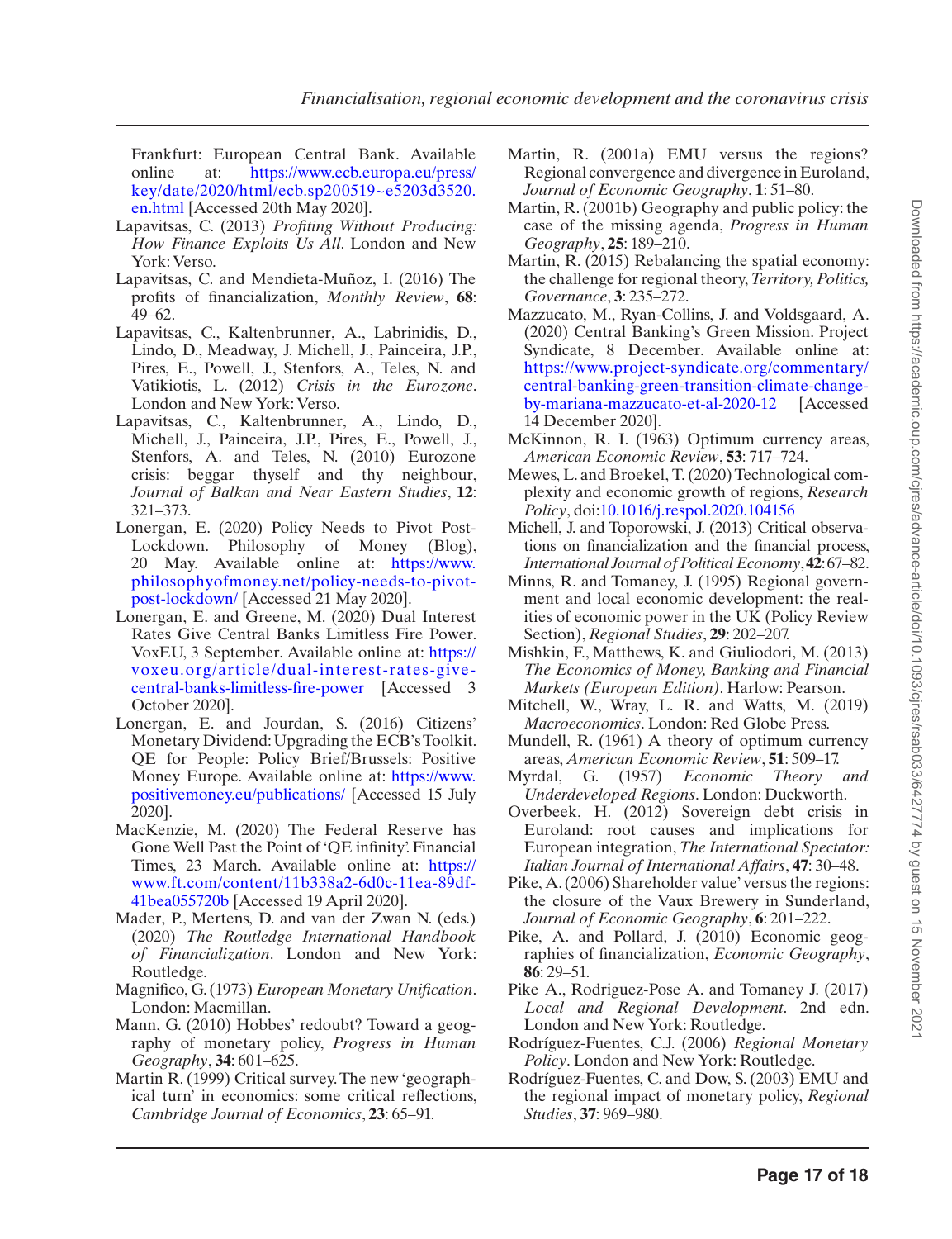Frankfurt: European Central Bank. Available online at: https://www.ecb.europa.eu/press/key/date/2020/html/ecb.sp200519~e5203d3520.en.html [Accessed 20th May 2020].

Lapavitsas, C. (2013) *Profiting Without Producing: How Finance Exploits Us All*. London and New York: Verso.

Lapavitsas, C. and Mendieta-Muñoz, I. (2016) The profits of financialization, *Monthly Review*, **68**: 49–62.

Lapavitsas, C., Kaltenbrunner, A., Labrinidis, D., Lindo, D., Meadway, J. Michell, J., Painceira, J.P., Pires, E., Powell, J., Stenfors, A., Teles, N. and Vatikiotis, L. (2012) *Crisis in the Eurozone*. London and New York: Verso.

Lapavitsas, C., Kaltenbrunner, A., Lindo, D., Michell, J., Painceira, J.P., Pires, E., Powell, J., Stenfors, A. and Teles, N. (2010) Eurozone crisis: beggar thyself and thy neighbour, *Journal of Balkan and Near Eastern Studies*, **12**: 321–373.

Lonergan, E. (2020) Policy Needs to Pivot Post-Lockdown. Philosophy of Money (Blog), 20 May. Available online at: https://www.philosophyofmoney.net/policy-needs-to-pivot-post-lockdown/ [Accessed 21 May 2020].

Lonergan, E. and Greene, M. (2020) Dual Interest Rates Give Central Banks Limitless Fire Power. VoxEU, 3 September. Available online at: https://voxeu.org/article/dual-interest-rates-give-central-banks-limitless-fire-power [Accessed 3 October 2020].

Lonergan, E. and Jourdan, S. (2016) Citizens' Monetary Dividend: Upgrading the ECB's Toolkit. QE for People: Policy Brief/Brussels: Positive Money Europe. Available online at: https://www.positivemoney.eu/publications/ [Accessed 15 July 2020].

MacKenzie, M. (2020) The Federal Reserve has Gone Well Past the Point of 'QE infinity'. Financial Times, 23 March. Available online at: https://www.ft.com/content/11b338a2-6d0c-11ea-89df-41bea055720b [Accessed 19 April 2020].

Mader, P., Mertens, D. and van der Zwan N. (eds.) (2020) *The Routledge International Handbook of Financialization*. London and New York: Routledge.

Magnifico, G. (1973) *European Monetary Unification*. London: Macmillan.

Mann, G. (2010) Hobbes' redoubt? Toward a geography of monetary policy, *Progress in Human Geography*, **34**: 601–625.

Martin R. (1999) Critical survey. The new 'geographical turn' in economics: some critical reflections, *Cambridge Journal of Economics*, **23**: 65–91.

Martin, R. (2001a) EMU versus the regions? Regional convergence and divergence in Euroland, *Journal of Economic Geography*, **1**: 51–80.

Martin, R. (2001b) Geography and public policy: the case of the missing agenda, *Progress in Human Geography*, **25**: 189–210.

Martin, R. (2015) Rebalancing the spatial economy: the challenge for regional theory, *Territory, Politics, Governance*, **3**: 235–272.

Mazzucato, M., Ryan-Collins, J. and Voldsgaard, A. (2020) Central Banking's Green Mission. Project Syndicate, 8 December. Available online at: https://www.project-syndicate.org/commentary/central-banking-green-transition-climate-change-by-mariana-mazzucato-et-al-2020-12 [Accessed 14 December 2020].

McKinnon, R. I. (1963) Optimum currency areas, *American Economic Review*, **53**: 717–724.

Mewes, L. and Broekel, T. (2020) Technological complexity and economic growth of regions, *Research Policy*, doi:10.1016/j.respol.2020.104156

Michell, J. and Toporowski, J. (2013) Critical observations on financialization and the financial process, *International Journal of Political Economy*, **42**: 67–82.

Minns, R. and Tomaney, J. (1995) Regional government and local economic development: the realities of economic power in the UK (Policy Review Section), *Regional Studies*, **29**: 202–207.

Mishkin, F., Matthews, K. and Giuliodori, M. (2013) *The Economics of Money, Banking and Financial Markets (European Edition)*. Harlow: Pearson.

Mitchell, W., Wray, L. R. and Watts, M. (2019) *Macroeconomics*. London: Red Globe Press.

Mundell, R. (1961) A theory of optimum currency areas, *American Economic Review*, **51**: 509–17.

Myrdal, G. (1957) *Economic Theory and Underdeveloped Regions*. London: Duckworth.

Overbeek, H. (2012) Sovereign debt crisis in Euroland: root causes and implications for European integration, *The International Spectator: Italian Journal of International Affairs*, **47**: 30–48.

Pike, A. (2006) Shareholder value' versus the regions: the closure of the Vaux Brewery in Sunderland, *Journal of Economic Geography*, **6**: 201–222.

Pike, A. and Pollard, J. (2010) Economic geographies of financialization, *Economic Geography*, **86**: 29–51.

Pike A., Rodriguez-Pose A. and Tomaney J. (2017) *Local and Regional Development*. 2nd edn. London and New York: Routledge.

Rodríguez-Fuentes, C.J. (2006) *Regional Monetary Policy*. London and New York: Routledge.

Rodríguez-Fuentes, C. and Dow, S. (2003) EMU and the regional impact of monetary policy, *Regional Studies*, **37**: 969–980.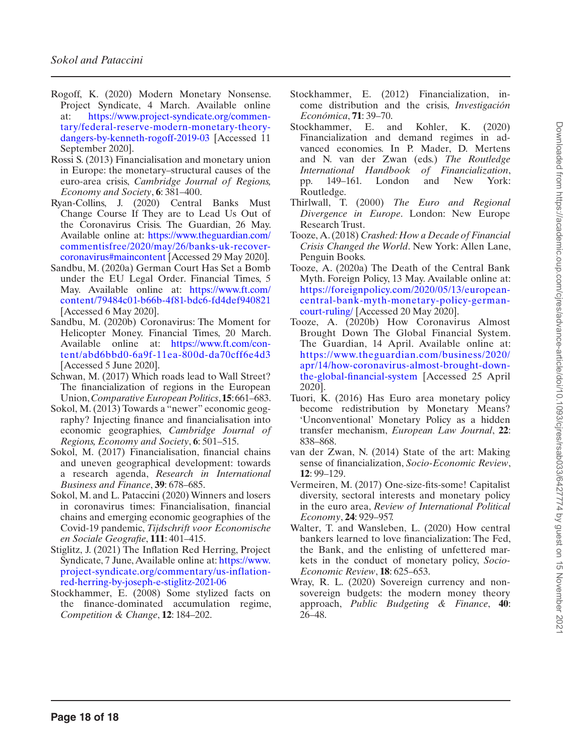Rogoff, K. (2020) Modern Monetary Nonsense. Project Syndicate, 4 March. Available online at: https://www.project-syndicate.org/commentary/federal-reserve-modern-monetary-theory-dangers-by-kenneth-rogoff-2019-03 [Accessed 11 September 2020].

Rossi S. (2013) Financialisation and monetary union in Europe: the monetary–structural causes of the euro-area crisis, *Cambridge Journal of Regions, Economy and Society*, **6**: 381–400.

Ryan-Collins, J. (2020) Central Banks Must Change Course If They are to Lead Us Out of the Coronavirus Crisis. The Guardian, 26 May. Available online at: https://www.theguardian.com/commentisfree/2020/may/26/banks-uk-recover-coronavirus#maincontent [Accessed 29 May 2020].

Sandbu, M. (2020a) German Court Has Set a Bomb under the EU Legal Order. Financial Times, 5 May. Available online at: https://www.ft.com/content/79484c01-b66b-4f81-bdc6-fd4def940821 [Accessed 6 May 2020].

Sandbu, M. (2020b) Coronavirus: The Moment for Helicopter Money. Financial Times, 20 March. Available online at: https://www.ft.com/content/abd6bbd0-6a9f-11ea-800d-da70cff6e4d3 [Accessed 5 June 2020].

Schwan, M. (2017) Which roads lead to Wall Street? The financialization of regions in the European Union, *Comparative European Politics*, **15**: 661–683.

Sokol, M. (2013) Towards a "newer" economic geography? Injecting finance and financialisation into economic geographies, *Cambridge Journal of Regions, Economy and Society*, **6**: 501–515.

Sokol, M. (2017) Financialisation, financial chains and uneven geographical development: towards a research agenda, *Research in International Business and Finance*, **39**: 678–685.

Sokol, M. and L. Pataccini (2020) Winners and losers in coronavirus times: Financialisation, financial chains and emerging economic geographies of the Covid-19 pandemic, *Tijdschrift voor Economische en Sociale Geografie*, **111**: 401–415.

Stiglitz, J. (2021) The Inflation Red Herring, Project Syndicate, 7 June, Available online at: https://www.project-syndicate.org/commentary/us-inflation-red-herring-by-joseph-e-stiglitz-2021-06

Stockhammer, E. (2008) Some stylized facts on the finance-dominated accumulation regime, *Competition & Change*, **12**: 184–202.

Stockhammer, E. (2012) Financialization, income distribution and the crisis, *Investigación Económica*, **71**: 39–70.

Stockhammer, E. and Kohler, K. (2020) Financialization and demand regimes in advanced economies. In P. Mader, D. Mertens and N. van der Zwan (eds.) *The Routledge International Handbook of Financialization*, pp. 149–161. London and New York: Routledge.

Thirlwall, T. (2000) *The Euro and Regional Divergence in Europe*. London: New Europe Research Trust.

Tooze, A. (2018) *Crashed: How a Decade of Financial Crisis Changed the World*. New York: Allen Lane, Penguin Books.

Tooze, A. (2020a) The Death of the Central Bank Myth. Foreign Policy, 13 May. Available online at: https://foreignpolicy.com/2020/05/13/european-central-bank-myth-monetary-policy-german-court-ruling/ [Accessed 20 May 2020].

Tooze, A. (2020b) How Coronavirus Almost Brought Down The Global Financial System. The Guardian, 14 April. Available online at: https://www.theguardian.com/business/2020/apr/14/how-coronavirus-almost-brought-down-the-global-financial-system [Accessed 25 April 2020].

Tuori, K. (2016) Has Euro area monetary policy become redistribution by Monetary Means? 'Unconventional' Monetary Policy as a hidden transfer mechanism, *European Law Journal*, **22**: 838–868.

van der Zwan, N. (2014) State of the art: Making sense of financialization, *Socio-Economic Review*, **12**: 99–129.

Vermeiren, M. (2017) One-size-fits-some! Capitalist diversity, sectoral interests and monetary policy in the euro area, *Review of International Political Economy*, **24**: 929–957.

Walter, T. and Wansleben, L. (2020) How central bankers learned to love financialization: The Fed, the Bank, and the enlisting of unfettered markets in the conduct of monetary policy, *Socio-Economic Review*, **18**: 625–653.

Wray, R. L. (2020) Sovereign currency and non-sovereign budgets: the modern money theory approach, *Public Budgeting & Finance*, **40**: 26–48.